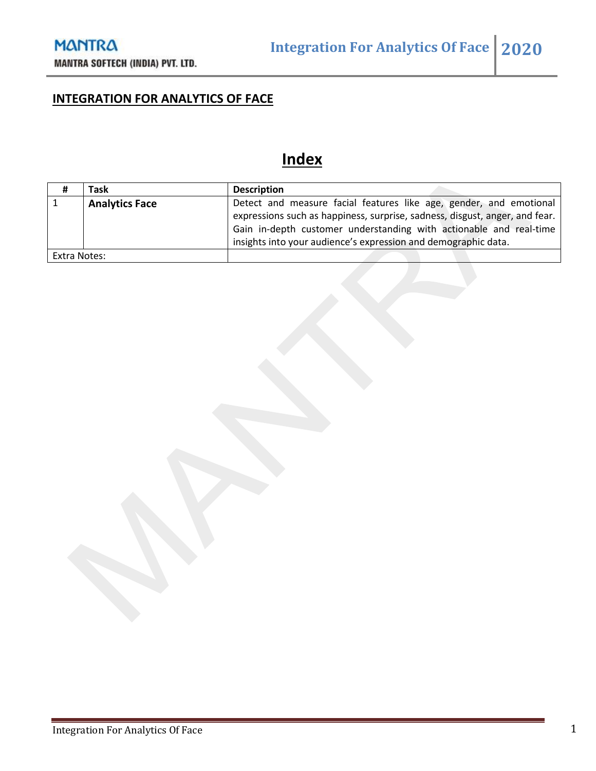## INTEGRATION FOR ANALYTICS OF FACE

# Index

| # | Task | Description |
|---|---|---|
| 1 | **Analytics Face** | Detect and measure facial features like age, gender, and emotional expressions such as happiness, surprise, sadness, disgust, anger, and fear. Gain in-depth customer understanding with actionable and real-time insights into your audience's expression and demographic data. |
| Extra Notes: | | |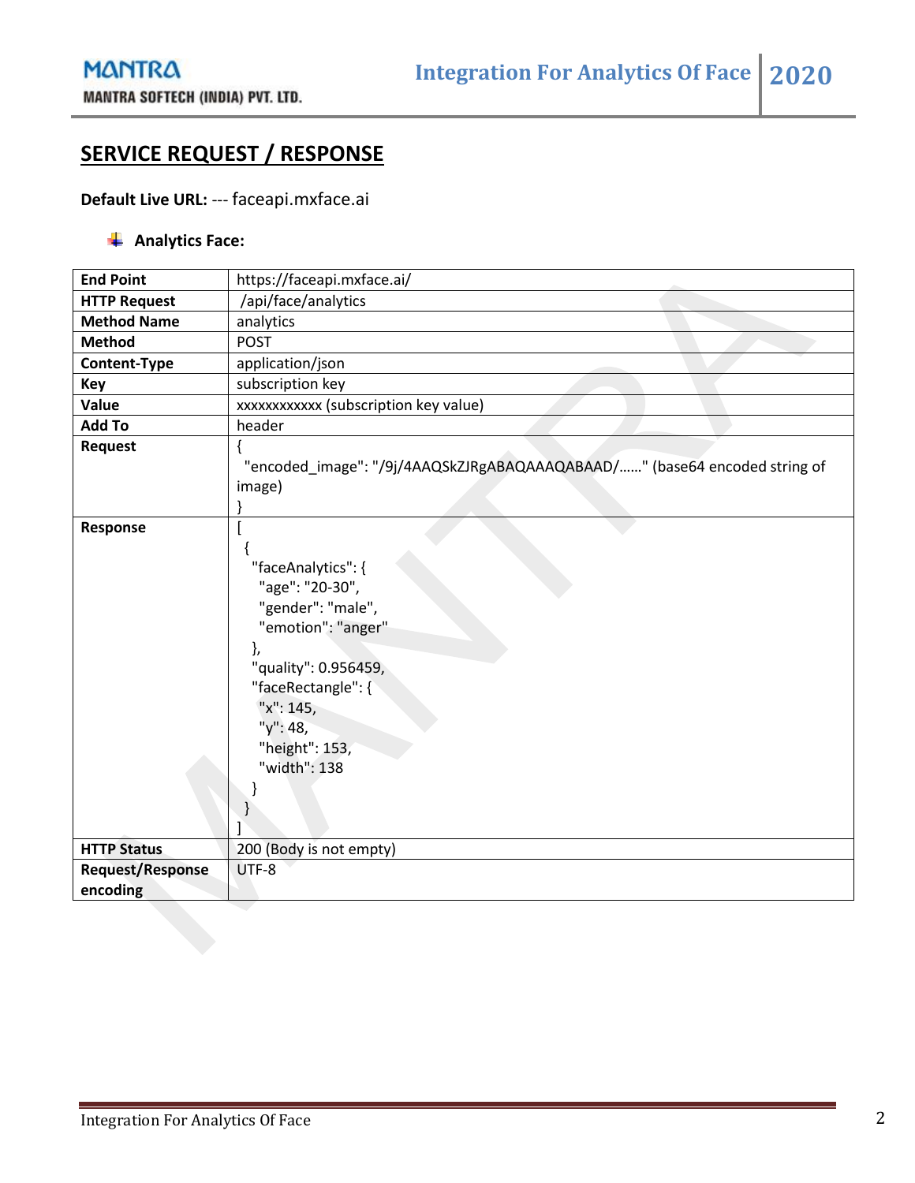## SERVICE REQUEST / RESPONSE

**Default Live URL:** --- faceapi.mxface.ai

- **Analytics Face:**

| **End Point** | https://faceapi.mxface.ai/ |
|---|---|
| **HTTP Request** | /api/face/analytics |
| **Method Name** | analytics |
| **Method** | POST |
| **Content-Type** | application/json |
| **Key** | subscription key |
| **Value** | xxxxxxxxxxxx (subscription key value) |
| **Add To** | header |
| **Request** | { "encoded_image": "/9j/4AAQSkZJRgABAQAAAQABAAD/……" (base64 encoded string of image) } |
| **Response** | [ { "faceAnalytics": { "age": "20-30", "gender": "male", "emotion": "anger" }, "quality": 0.956459, "faceRectangle": { "x": 145, "y": 48, "height": 153, "width": 138 } } ] |
| **HTTP Status** | 200 (Body is not empty) |
| **Request/Response encoding** | UTF-8 |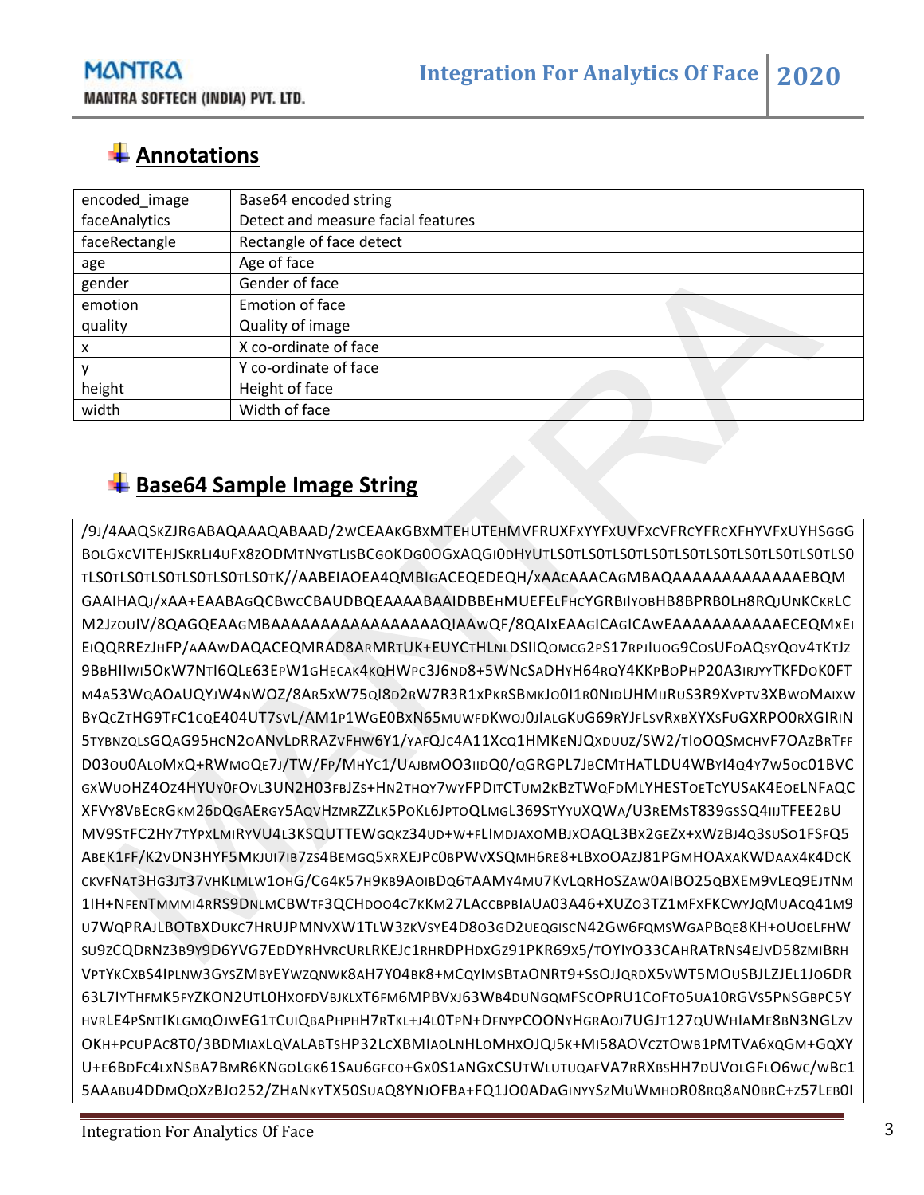## Annotations

| encoded_image | Base64 encoded string |
|---|---|
| faceAnalytics | Detect and measure facial features |
| faceRectangle | Rectangle of face detect |
| age | Age of face |
| gender | Gender of face |
| emotion | Emotion of face |
| quality | Quality of image |
| x | X co-ordinate of face |
| y | Y co-ordinate of face |
| height | Height of face |
| width | Width of face |

## Base64 Sample Image String

```
/9J/4AAQSKZJRGABAQAAAQABAAD/2WCEAAKGBXMTEHUTEHMVFRUXFXYYFXUVFXCVFRCYFRCXFHYVFXUYHSGGG
BOLGXCVITEHJSKRLI4UFX8ZODMTNYGTLISBCGOKDG0OGXAQGI0DHYUTLS0TLS0TLS0TLS0TLS0TLS0TLS0TLS0TLS0TLS0
TLS0TLS0TLS0TLS0TLS0TLS0TK//AABEIAOEA4QMBIGACEQEDEQH/XAACAAACAGMBAQAAAAAAAAAAAAAAEBQM
GAAIHAQJ/XAA+EAABAGQCBWCCBAUDBQEAAAABAAIDBBEHMUEFELFHCYGRBIIYOBHB8BPRB0LH8RQJUNKCKRLC
M2JZOUIV/8QAGQEAAGMBAAAAAAAAAAAAAAAAAAQIAAWQF/8QAIXEAAGICAGICAWEAAAAAAAAAAAECEQMXEI
EIQQRREZJHFP/AAAWDAQACEQMRAD8ARMRTUK+EUYCTHLNLDSIIQOMCG2PS17RPJIUOG9COSUFOAQSYQOV4TKTJZ
9BBHIIWI5OKW7NTI6QLE63EPW1GHECAK4KQHWPC3J6ND8+5WNCSADHYH64RQY4KKPBOPHP20A3IRJYYTKFDOK0FT
M4A53WQAOAUQYJW4NWOZ/8AR5XW75QI8D2RW7R3R1XPKRSBMKJO0I1R0NIDUHMIJRUS3R9XVPTV3XBWOMAIXW
BYQCZTHG9TFC1CQE404UT7SVL/AM1P1WGE0BXN65MUWFDKWOJ0JIALGKUG69RYJFLSVRXBXYXSFUGXRPO0RXGIRIN
5TYBNZQLSGQAG95HCN2OANVLDRRAZVFHW6Y1/YAFQJC4A11XCQ1HMKENJQXDUUZ/SW2/TIOOQSMCHVF7OAZBRTFF
D03OU0ALOMXQ+RWMOQE7J/TW/FP/MHYC1/UAJBMOO3IIDQ0/QGRGPL7JBCMTHATLDU4WBYI4Q4Y7W5OC01BVC
GXWUOHZ4OZ4HYUY0FOVL3UN2H03FBJZS+HN2THQY7WYFPDITCTUM2KBZTWQFDMLYHESTOETCYUSAK4EOELNFAQC
XFVY8VBECRGKM26DQGAERGY5AQVHZMRZZLK5POKL6JPTOQLMGL369STYYUXQWA/U3REMST839GSSQ4IIJTFEE2BU
MV9STFC2HY7TYPXLMIRYVU4L3KSQUTTEWGQKZ34UD+W+FLIMDJAXOMBJXOAQL3BX2GEZX+XWZBJ4Q3SUSO1FSFQ5
ABEK1FF/K2VDN3HYF5MKJUI7IB7ZS4BEMGQ5XRXEJPC0BPWVXSQMH6RE8+LBXOOAZJ81PGMHOAXAKWDAAX4K4DCK
CKVFNAT3HG3JT37VHKLMLW1OHG/CG4K57H9KB9AOIBDQ6TAAMY4MU7KVLQRHOSZAW0AIBO25QBXEM9VLEQ9EJTNM
1IH+NFENTMMMI4RRS9DNLMCBWTF3QCHDOO4C7KKM27LACCBPBIAUA03A46+XUZO3TZ1MFXFKCWYJQMUACQ41M9
U7WQPRAJLBOTBXDUKC7HRUJPMNVXW1TLW3ZKVSYE4D8O3GD2UEQGISCN42GW6FQMSWGAPBQE8KH+OUOELFHW
SU9ZCQDRNZ3B9Y9D6YVG7EDDYRHVRCURLRKEJC1RHRDPHDXGZ91PKR69X5/TOYIYO33CAHRATRNS4EJVD58ZMIBRH
VPTYKCXBS4IPLNW3GYSZMBYEYWZQNWK8AH7Y04BK8+MCQYIMSBTAONRT9+SSOJJQRDX5VWT5MOUSBJLZJEL1JO6DR
63L7IYTHFMK5FYZKON2UTL0HXOFDVBJKLXT6FM6MPBVXJ63WB4DUNGQMFSCOPRU1COFTO5UA10RGVS5PNSGBPC5Y
HVRLE4PSNTIKLGMQOJWEG1TCUIQBAPHPHH7RTKL+J4L0TPN+DFNYPCOONYHGRAOJ7UGJT127QUWHIAME8BN3NGLZV
OKH+PCUPAC8T0/3BDMIAXLQVALABTSHP32LCXBMIAOLNHLOMHXOJQJ5K+MI58AOVCZTOWB1PMTVA6XQGM+GQXY
U+E6BDFC4LXNSBA7BMR6KNGOLGK61SAU6GFCO+GX0S1ANGXCSUTWLUTUQAFVA7RRXBSHH7DUVOLGFLO6WC/WBC1
5AAABU4DDMQOXZBJO252/ZHANKYTX50SUAQ8YNJOFBA+FQ1JO0ADAGINYYSZMUWMHOR08RQ8AN0BRC+Z57LEB0I
```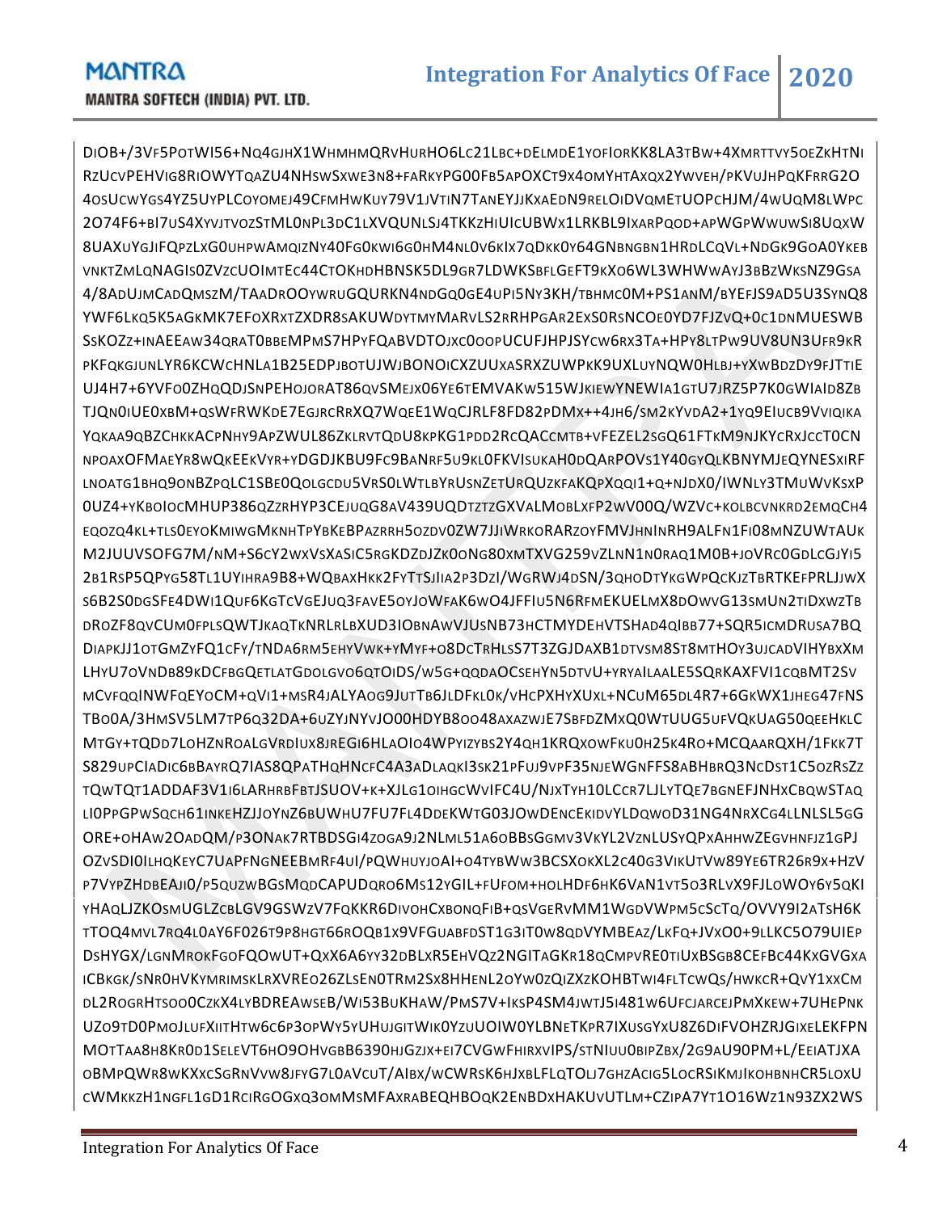DIOB+/3VF5POTWI56+NQ4GJHX1WHMHMQRVHURHO6LC21LBC+DELMDE1YOFIORKK8LA3TBW+4XMRTTVY5OEZKHTNI
RZUCVPEHVIG8RIOWYTQAZU4NHSWSXWE3N8+FARKYPG00FB5APOXCT9X4OMYHTAXQX2YWVEH/PKVUJHPQKFRRG2O
4OSUCWYGS4YZ5UYPLCOYOMEJ49CFMHWKUY79V1JVTIN7TANEYJJKXAEDN9RELOIDVQMETUOPCHJM/4WUQM8LWPC
2O74F6+BI7US4XYVJTVOZSTML0NPL3DC1LXVQUNLSJ4TKKZHIUICUBWX1LRKBL9IXARPQOD+APWGPWWUWSI8UQXW
8UAXUYGJIFQPZLXG0UHPWAMQIZNY40FG0KWI6G0HM4NL0V6KIX7QDKK0Y64GNBNGBN1HRDLCQVL+NDGK9GOA0YKEB
VNKTZMLQNAGIS0ZVZCUOIMTEC44CTOKHDHBNSK5DL9GR7LDWKSBFLGEFT9KXO6WL3WHWWAYJ3BBZWKSNZ9GSA
4/8ADUJMCADQMSZM/TAADROOYWRUGQURKN4NDGQ0GE4UPI5NY3KH/TBHMC0M+PS1ANM/BYEFJS9AD5U3SYNQ8
YWF6LKQ5K5AGKMK7EFOXRXTZXDR8SAKUWDYTMYMARVLS2RRHPGAR2EXS0RSNCOE0YD7FJZVQ+0C1DNMUESWB
SSKOZZ+INAEEAW34QRAT0BBEMPMS7HPYFQABVDTOJXC0OOPUCUFJHPJSYCW6RX3TA+HPY8LTPW9UV8UN3UFR9KR
PKFQKGJUNLYR6KCWCHNLA1B25EDPJBOTUJWJBONOICXZUUXASRXZUWPKK9UXLUYNQW0HLBJ+YXWBDZDY9FJTTIE
UJ4H7+6YVFO0ZHQQDJSNPEHOJORAT86QVSMEJX06YE6TEMVAKW515WJKIEWYNEWIA1GTU7JRZ5P7K0GWIAID8ZB
TJQN0IUE0XBM+QSWFRWKDE7EGJRCRRXQ7WQEE1WQCJRLF8FD82PDMX++4JH6/SM2KYVDA2+1YQ9EIUCB9VVIQIKA
YQKAA9QBZCHKKACPNHY9APZWUL86ZKLRVTQDU8KPKG1PDD2RCQACCMTB+VFEZEL2SGQ61FTKM9NJKYCRXJCCT0CN
NPOAXOFMAEYR8WQKEEKVYR+YDGDJKBU9FC9BANRF5U9KL0FKVISUKAH0DQARPOVS1Y40GYQLKBNYMJEQYNESXIRF
LNOATG1BHQ9ONBZPQLC1SBE0QOLGCDU5VRS0LWTLBYRUSNZETURQUZKFAKQPXQQI1+Q+NJDX0/IWNLY3TMUWVKSXP
0UZ4+YKBOIOCMHUP386QZZRHYP3CEJUQG8AV439UQDTZTZGXVALMOBLXFP2WV00Q/WZVC+KOLBCVNKRD2EMQCH4
EQOZQ4KL+TLS0EYOKMIWGMKNHTPYBKEBPAZRRH5OZDV0ZW7JJIWRKORARZOYFMVJHNINRH9ALFN1FI08MNZUWTAUK
M2JUUVSOFG7M/NM+S6CY2WXVSXASIC5RGKDZDJZK0ONG80XMTXVG259VZLNN1N0RAQ1M0B+JOVRC0GDLCGJYI5
2B1RSP5QPYG58TL1UYIHRA9B8+WQBAXHKK2FYTTSJIIA2P3DZI/WGRWJ4DSN/3QHODTYKGWPQCKJZTBRTKEFPRLJJWX
S6B2S0DGSFE4DWI1QUF6KGTCVGEJUQ3FAVE5OYJOWFAK6WO4JFFIU5N6RFMEKUELMX8DOWVG13SMUN2TIDXWZTB
DROZF8QVCUM0FPLSQWTJKAQTKNRLRLBXUD3IOBNAWVJUSNB73HCTMYDEHVTSHAD4QIBB77+SQR5ICMDRUSA7BQ
DIAPKJJ1OTGMZYFQ1CFY/TNDA6RM5EHYVWK+YMYF+O8DCTRHLSS7T3ZGJDAXB1DTVSM8ST8MTHOY3UJCADVIHYBXXM
LHYU7OVNDB89KDCFBGQETLATGDOLGVO6QTOIDS/W5G+QQDAOCSEHYN5DTVU+YRYAILAALE5SQRKAXFVI1CQBMT2SV
MCVFQQINWFQEYOCM+QVI1+MSR4JALYAOG9JUTTB6JLDFKL0K/VHCPXHYXUXL+NCUM65DL4R7+6GKWX1JHEG47FNS
TBO0A/3HMSV5LM7TP6Q32DA+6UZYJNYVJO00HDYB8OO48AXAZWJE7SBFDZMXQ0WTUUG5UFVQKUAG50QEEHKLC
MTGY+TQDD7LOHZNROALGVRDIUX8JREGI6HLAOIO4WPYIZYBS2Y4QH1KRQXOWFKU0H25K4RO+MCQAARQXH/1FKK7T
S829UPCIADIC6BBAYRQ7IAS8QPATHQHNCFC4A3ADLAQKI3SK21PFUJ9VPF35NJEWGNFFS8ABHBRQ3NCDST1C5OZRSZZ
TQWTQT1ADDAF3V1I6LARHRBFBTJSUOV+K+XJLG1OIHGCWVIFC4U/NJXTYH10LCCR7LJLYTQE7BGNEFJNHXCBQWSTAQ
LI0PPGPWSQCH61INKEHZJJOYNZ6BUWHU7FU7FL4DDEKWTG03JOWDENCEKIDVYLDQWOD31NG4NRXCG4LLNLSL5GG
ORE+OHAW2OADQM/P3ONAK7RTBDSGI4ZOGA9J2NLML51A6OBBSGGMV3VKYL2VZNLUSYQPXAHHWZEGVHNFJZ1GPJ
OZVSDI0ILHQKEYC7UAPFNGNEEBMRF4UI/PQWHUYJOAI+O4TYBWW3BCSXOKXL2C40G3VIKUTVW89YE6TR26R9X+HZV
P7VYPZHDBEAJI0/P5QUZWBGSMQDCAPUDQRO6MS12YGIL+FUFOM+HOLHDF6HK6VAN1VT5O3RLVX9FJLOWOY6Y5QKI
YHAQLJZKOSMUGLZCBLGV9GSWZV7FQKKR6DIVOHCXBONQFIB+QSVGERVMM1WGDVWPM5CSCTQ/OVVY9I2ATSH6K
TTOQ4MVL7RQ4L0AY6F026T9P8HGT66RQQB1X9VFGUABFDST1G3IT0W8QDVYMBEAZ/LKFQ+JVXO0+9LLKC5O79UIEP
DSHYGX/LGNMROKFGOFQOWUT+QXX6A6YY32DBLXR5EHVQZ2NGITAGKR18QCMPVRE0TIUXBSGB8CEFBC44KXGVGXA
ICBKGK/SNR0HVKYMRIMSKLRXVREO26ZLSEN0TRM2SX8HHENL2OYW0ZQIZXZKOHBTWI4FLTCWQS/HWKCR+QVY1XXCM
DL2ROGRHTSOO0CZKX4LYBDREAWSEB/WI53BUKHAW/PMS7V+IKSP4SM4JWTJ5I481W6UFCJARCEJPMXKEW+7UHEPNK
UZO9TD0PMOJLUFXIITHTW6C6P3OPWY5YUHUJGITWIK0YZUUOIW0YLBNETKPR7IXUSGYXU8Z6DIFVOHZRJGIXELEKFPN
MOTTAA8H8KR0D1SELEVT6HO9OHVGBB6390HJGZJX+EI7CVGWFHIRXVIPS/STNIUU0BIPZBX/2G9AU90PM+L/EEIATJXA
OBMPQWR8WKXXCSGRNVVW8JFYG7L0AVCUT/AIBX/WCWRSK6HJXBLFLQTOLJ7GHZACIG5LOCRSIKMJIKOHBNHCR5LOXU
CWMKKZH1NGFL1GD1RCIRGOGXQ3OMMSMFAXRABEQHBOQK2ENBDXHAKUVUTLM+CZIPA7YT1O16WZ1N93ZX2WS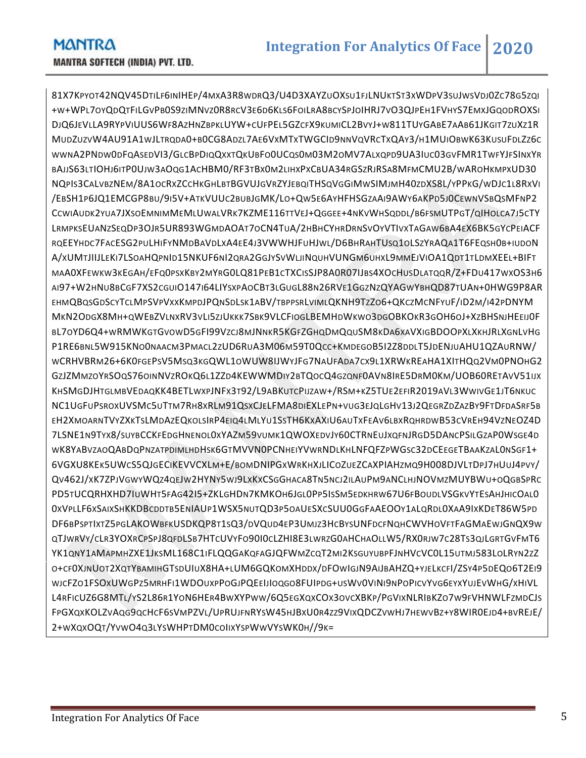81X7KPYOT42NQV45DTILF6INIHEP/4MXA3R8WDRQ3/U4D3XAYZUOXSU1FJLNUKTST3XWDPV3SUJWSVDJ0ZC78G5ZQI+W+WPL7OYQDQTFILGVPB0S9ZIMNVZ0R8RCV3E6D6KLS6FOILRA8BCYSPJOIHRJ7VO3QJPEH1FVHYS7EMXJGQODROXSIDJQ6JEVLLA9RYPVIUUS6WF8AZHNZBPKLUYW+CUFPEL5GZCFX9KUMICL2BVYJ+W811TUYGABE7AAB61JKGIT7ZUXZ1RMUDZUZVW4AU91A1WJLTRQDA0+B0CG8ADZL7AE6VXMTXTWGCID9NNVQVRCTXQAY3/H1MUIOBWK63KUSUFDLZZ6CWWNA2PNDW0DFQASEDVI3/GLCBPDIQQXXTQKUBFO0UCQS0M03M2OMV7ALXQPD9UA3IUC03GVFMR1TWFYJFSINXYRBAJJS63LTIOHJ6ITP0UJW3AOQG1ACHBM0/RF3TBX0M2LIHXPXCBUA34RGSZRJRSA8MFMCMU2B/WAROHKMPXUD30NQPIS3CALVBZNEM/8A1OCRXZCCHKGHLBTBGVUJGVRZYJEBQITHSQVGGIMWSIMJMH40ZDXS8L/YPPKG/WDJC1L8RXVI/EBSH1P6JQ1EMCGP8BU/9I5V+ATKVUUC2BUBJGMK/LO+QW5E6AYHFHSGZAAI9AWY6AKPD5J0CEWNVSBQSMFNP2CCWIAUDK2YUA7JXSOEMNIMMEMLUWALVRK7KZME116TTVEJ+QGGEE+4NKVWHSQDDL/B6FSMUTPGT/QIHOLCA7J5CTYLRMPKSEUANZSEQDP3OJR5UR893WGMDAOAT7OCN4TUA/2HBHCYHRDRNSVOYVTIVXTAGAW6BA4EX6BK5GYCPEIACFRQEEYHDC7FACESG2PULHIFYNMDBAVDLXA4EE4J3VWWHJFUHJWL/D6BHRAHTUSQ1OLSZYRAQA1T6FEQSH0B+IUDONA/XUMTJIIJLEKI7LSOAHQPNID15NKUF6NI2QRA2GGJYSVWLJINQUHVUNGM6UHXL9MMEJVIOA1QDT1TLDMXEEL+BIFTMAA0XFEWKW3KEGAH/EFQ0PSXKBY2MYRG0LQ81PEB1CTXCISSJP8A0R07IJBS4XOCHUSDLATQQR/Z+FDU417WXOS3H6AI97+W2HNU8BCGF7XS2CGUIO147I64LIYSXPAOCBT3LGUGL88N26RVE1GGZNZQYAGWYBHQD87TUAN+0HWG9P8AREHMQBQSGDSCYTCLMPSVPVXXKMPDJPQNSDLSK1ABV/TBPPSRLVIMLQKNH9TZZO6+QKCZMCNFYUF/ID2M/I42PDNYMMKN2ODGX8MH+QWEBZVLNXRV3VLI5ZJUKKK7SBK9VLCFIOGLBEMHDWKWO3DGOBKOKR3GOH6OJ+XZBHSNJHEEIJ0FBL7OYD6Q4+WRMWKGTGVOWD5GFI99VZCJ8MJNNKR5KGFZGHQDMQQUSM8KDA6XAVXIGBDOOPXLXKHJRLXGNLVHGP1RE6BNL5W915KNO0NAACM3PMACL2ZUD6RUA3M06M59T0QCC+KMDEGOB5I2Z8DDLT5JDENJUAHU1QZAURNW/WCRHVBRM26+6K0FGEPSV5MSQ3KGQWL1OWUW8IJWYJFG7NAUFADA7CX9L1XRWKREAHA1XITHQQ2VM0PNOHG2GZJZMMZOYRSOQS76OINNVZROKQ6L1ZZD4KEWWMDIY2BTQOCQ4GZQNF0AVN8IRE5DRM0KM/UOB60RETAVV51IJXKHSMGDJHTGLMBVEDAQKK4BETLWXPJNFX3T92/L9ABKUTCPIJZAW+/RSM+KZ5TUE2EFIR2019AVL3WWIVGE1JT6NKUCNC1UGFUPSROXUVSMC5UTTM7RH8XRLM91QSXCJELFMA8DIEXLEPN+VUG3EJQLGHV13J2QEGRZDZAZBY9FTDFDASRF5BEH2XMOARNTVYZXKTSLMDAZEQKOLSIRP4EIQ4LMLYU1SSTH6KXAXIU6AUTXFEAV6LBXRQHRDWB53CVREH94VZNEOZ4D7LSNE1N9TYX8/SUYBCCKFEDGHNENOL0XYAZM59VUMK1QWOXEDVJY60CTRNEUJXQFNJRGD5DANCPSILGZAP0WSGE4DWK8YABVZAOQABDQPNZATPDIMLHDHSK6GTMVVN0PCNHEIYVWRNDLKHLNFQFZPWGSC32DCEEGETBAAKZAL0NSGF1+6VGXU8KEK5UWCS5QJGECIKEVVCXLM+E/BOMDNIPGXWRKHXJLICOZUEZCAXPIAHZMQ9H008DJVLTDPJ7HUUJ4PVY/QV462J/XK7ZPJVGWYWQZ4QEJW2HYNY5WJ9LXKXCSGGHACA8TN5NCJ2ILAUPM9ANCLHJNOVMZMUYBWU+OQGBSPRCPD5TUCQRHXHD7IUWHT5FAG42I5+ZKLGHDN7KMKOH6JGL0PP5ISSM5EDKHRW67U6FBOUDLVSGKVYTESAHJHICOAL00XVPLLF6XSAIXSHKKDBCDDTB5ENIAUP1WSX5NUTQD3P5OAUESXCSUU0GGFAAEOOY1ALQRDL0XAA9IXKDET86W5PDDF6BPSPTIXTZ5PGLAKOWBFKUSDKQP8T1SQ3/DVQUD4EP3UMJZ3HCBYSUNFDCFNQHCWVHOVFTFAGMAEWJGNQX9WQTJWRVY/CLR3YOXRCPSPJ8QFDLSB7HTCUVYFO90I0CLZHI8E3LWRZG0AHCHAOLLW5/RX0RJW7C28TS3QJLGRTGVFMT6YK1QNY1AMAPMHZXE1JKSML168C1IFLQQGAKQFAGJQFWMZCQT2MI2KSGUYUBPFJNHVCVC0L15UTMJ583LOLRYN2ZZO+CF0XJNUOT2XQTYBAMIHGTSDUIUX8HA+LUM6GQKOMXHDDX/DFOWIGJN9AIJBAHZQ+YJELKCFI/ZSY4P5DEQO6T2EI9WJCFZO1FSOXUWGPZ5MRHFI1WDOUXPPOGJPQEEIJIOQGO8FUIPDG+USWV0VINI9NPOPICVYVG6EYXYUJEVWHG/XHIVLL4RFICUZ6G8MTL/YS2L86R1YON6HER4BWXYPWW/6Q5EGXQXCOX3OVCXBKP/PGVIXNLRIBKZO7W9FVHNWLFZMDCJSFPGXQXKOLZVAQG9QCHCF6SVMPZVL/UPRUJFNRYSW45HJBXU0R4ZZ9VIXQDCZVWHJ7HEWVBZ+Y8WIR0EJD4+BVREJE/2+WXQXOQT/YVWO4Q3LYSWHPTDM0COIIXYSPWWVYSWK0H//9K=